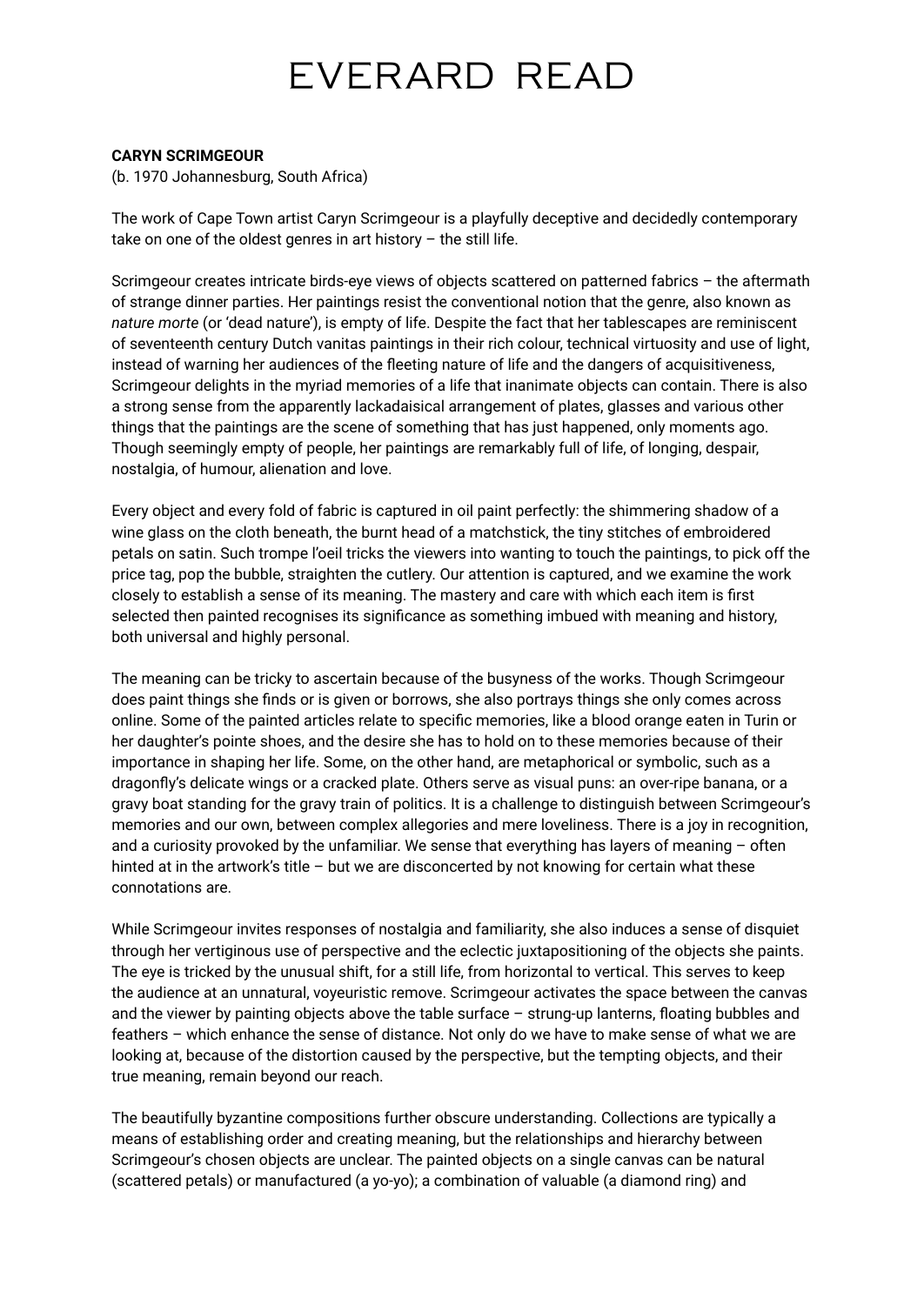# EVERARD READ

**CARYN SCRIMGEOUR**

(b. 1970 Johannesburg, South Africa)

The work of Cape Town artist Caryn Scrimgeour is a playfully deceptive and decidedly contemporary take on one of the oldest genres in art history – the still life.

Scrimgeour creates intricate birds-eye views of objects scattered on patterned fabrics – the aftermath of strange dinner parties. Her paintings resist the conventional notion that the genre, also known as *nature morte* (or 'dead nature'), is empty of life. Despite the fact that her tablescapes are reminiscent of seventeenth century Dutch vanitas paintings in their rich colour, technical virtuosity and use of light, instead of warning her audiences of the fleeting nature of life and the dangers of acquisitiveness, Scrimgeour delights in the myriad memories of a life that inanimate objects can contain. There is also a strong sense from the apparently lackadaisical arrangement of plates, glasses and various other things that the paintings are the scene of something that has just happened, only moments ago. Though seemingly empty of people, her paintings are remarkably full of life, of longing, despair, nostalgia, of humour, alienation and love.

Every object and every fold of fabric is captured in oil paint perfectly: the shimmering shadow of a wine glass on the cloth beneath, the burnt head of a matchstick, the tiny stitches of embroidered petals on satin. Such trompe l'oeil tricks the viewers into wanting to touch the paintings, to pick off the price tag, pop the bubble, straighten the cutlery. Our attention is captured, and we examine the work closely to establish a sense of its meaning. The mastery and care with which each item is first selected then painted recognises its significance as something imbued with meaning and history, both universal and highly personal.

The meaning can be tricky to ascertain because of the busyness of the works. Though Scrimgeour does paint things she finds or is given or borrows, she also portrays things she only comes across online. Some of the painted articles relate to specific memories, like a blood orange eaten in Turin or her daughter's pointe shoes, and the desire she has to hold on to these memories because of their importance in shaping her life. Some, on the other hand, are metaphorical or symbolic, such as a dragonfly's delicate wings or a cracked plate. Others serve as visual puns: an over-ripe banana, or a gravy boat standing for the gravy train of politics. It is a challenge to distinguish between Scrimgeour's memories and our own, between complex allegories and mere loveliness. There is a joy in recognition, and a curiosity provoked by the unfamiliar. We sense that everything has layers of meaning – often hinted at in the artwork's title – but we are disconcerted by not knowing for certain what these connotations are.

While Scrimgeour invites responses of nostalgia and familiarity, she also induces a sense of disquiet through her vertiginous use of perspective and the eclectic juxtapositioning of the objects she paints. The eye is tricked by the unusual shift, for a still life, from horizontal to vertical. This serves to keep the audience at an unnatural, voyeuristic remove. Scrimgeour activates the space between the canvas and the viewer by painting objects above the table surface – strung-up lanterns, floating bubbles and feathers – which enhance the sense of distance. Not only do we have to make sense of what we are looking at, because of the distortion caused by the perspective, but the tempting objects, and their true meaning, remain beyond our reach.

The beautifully byzantine compositions further obscure understanding. Collections are typically a means of establishing order and creating meaning, but the relationships and hierarchy between Scrimgeour's chosen objects are unclear. The painted objects on a single canvas can be natural (scattered petals) or manufactured (a yo-yo); a combination of valuable (a diamond ring) and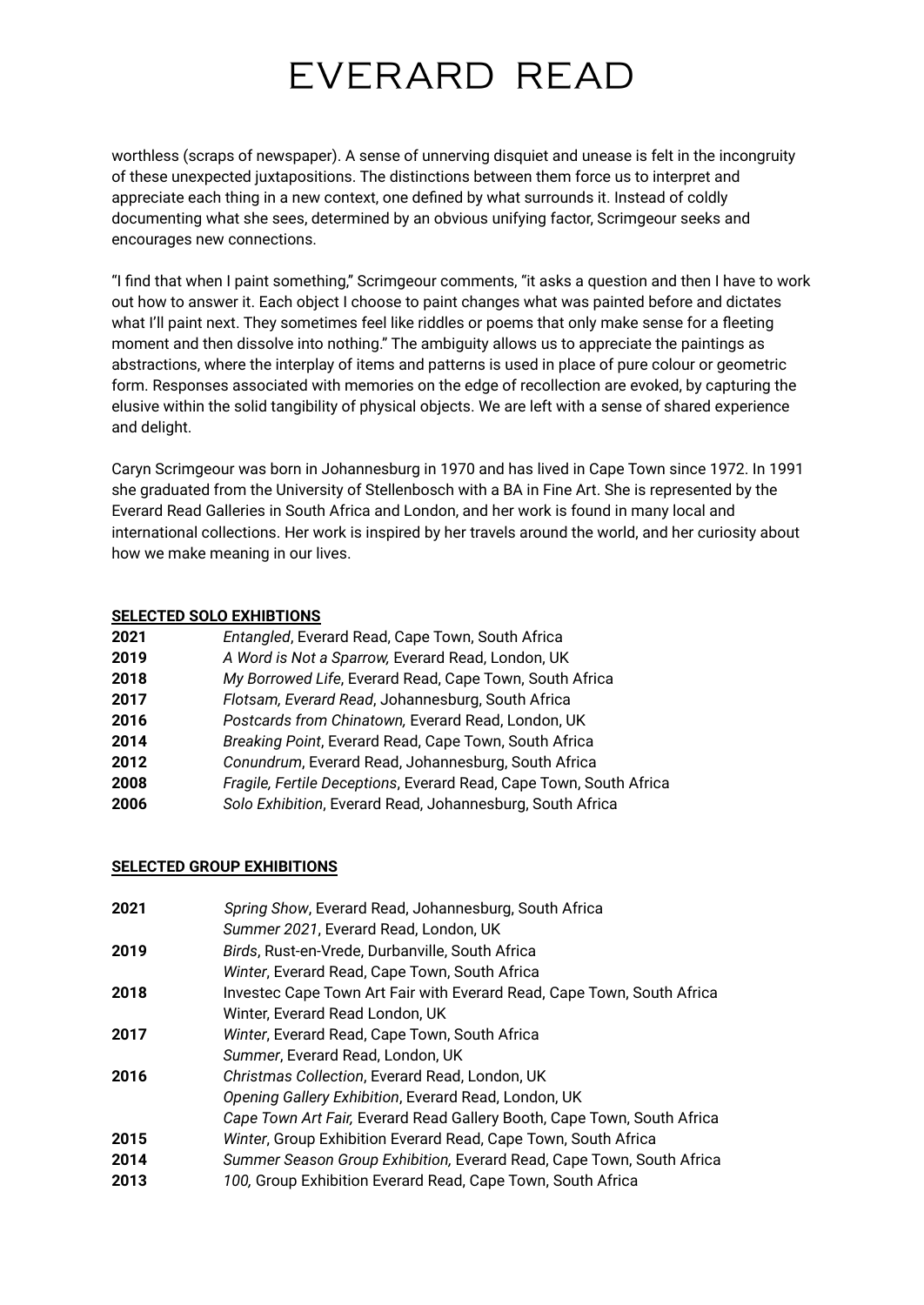worthless (scraps of newspaper). A sense of unnerving disquiet and unease is felt in the incongruity of these unexpected juxtapositions. The distinctions between them force us to interpret and appreciate each thing in a new context, one defined by what surrounds it. Instead of coldly documenting what she sees, determined by an obvious unifying factor, Scrimgeour seeks and encourages new connections.

"I find that when I paint something," Scrimgeour comments, "it asks a question and then I have to work out how to answer it. Each object I choose to paint changes what was painted before and dictates what I'll paint next. They sometimes feel like riddles or poems that only make sense for a fleeting moment and then dissolve into nothing." The ambiguity allows us to appreciate the paintings as abstractions, where the interplay of items and patterns is used in place of pure colour or geometric form. Responses associated with memories on the edge of recollection are evoked, by capturing the elusive within the solid tangibility of physical objects. We are left with a sense of shared experience and delight.

Caryn Scrimgeour was born in Johannesburg in 1970 and has lived in Cape Town since 1972. In 1991 she graduated from the University of Stellenbosch with a BA in Fine Art. She is represented by the Everard Read Galleries in South Africa and London, and her work is found in many local and international collections. Her work is inspired by her travels around the world, and her curiosity about how we make meaning in our lives.

**SELECTED SOLO EXHIBTIONS**

| | |
|---|---|
| **2021** | *Entangled*, Everard Read, Cape Town, South Africa |
| **2019** | *A Word is Not a Sparrow,* Everard Read, London, UK |
| **2018** | *My Borrowed Life*, Everard Read, Cape Town, South Africa |
| **2017** | *Flotsam, Everard Read*, Johannesburg, South Africa |
| **2016** | *Postcards from Chinatown,* Everard Read, London, UK |
| **2014** | *Breaking Point*, Everard Read, Cape Town, South Africa |
| **2012** | *Conundrum*, Everard Read, Johannesburg, South Africa |
| **2008** | *Fragile, Fertile Deceptions*, Everard Read, Cape Town, South Africa |
| **2006** | *Solo Exhibition*, Everard Read, Johannesburg, South Africa |

**SELECTED GROUP EXHIBITIONS**

| | |
|---|---|
| **2021** | *Spring Show*, Everard Read, Johannesburg, South Africa |
| | *Summer 2021*, Everard Read, London, UK |
| **2019** | *Birds*, Rust-en-Vrede, Durbanville, South Africa |
| | *Winter*, Everard Read, Cape Town, South Africa |
| **2018** | Investec Cape Town Art Fair with Everard Read, Cape Town, South Africa |
| | Winter, Everard Read London, UK |
| **2017** | *Winter*, Everard Read, Cape Town, South Africa |
| | *Summer*, Everard Read, London, UK |
| **2016** | *Christmas Collection*, Everard Read, London, UK |
| | *Opening Gallery Exhibition*, Everard Read, London, UK |
| | *Cape Town Art Fair,* Everard Read Gallery Booth, Cape Town, South Africa |
| **2015** | *Winter*, Group Exhibition Everard Read, Cape Town, South Africa |
| **2014** | *Summer Season Group Exhibition,* Everard Read, Cape Town, South Africa |
| **2013** | *100,* Group Exhibition Everard Read, Cape Town, South Africa |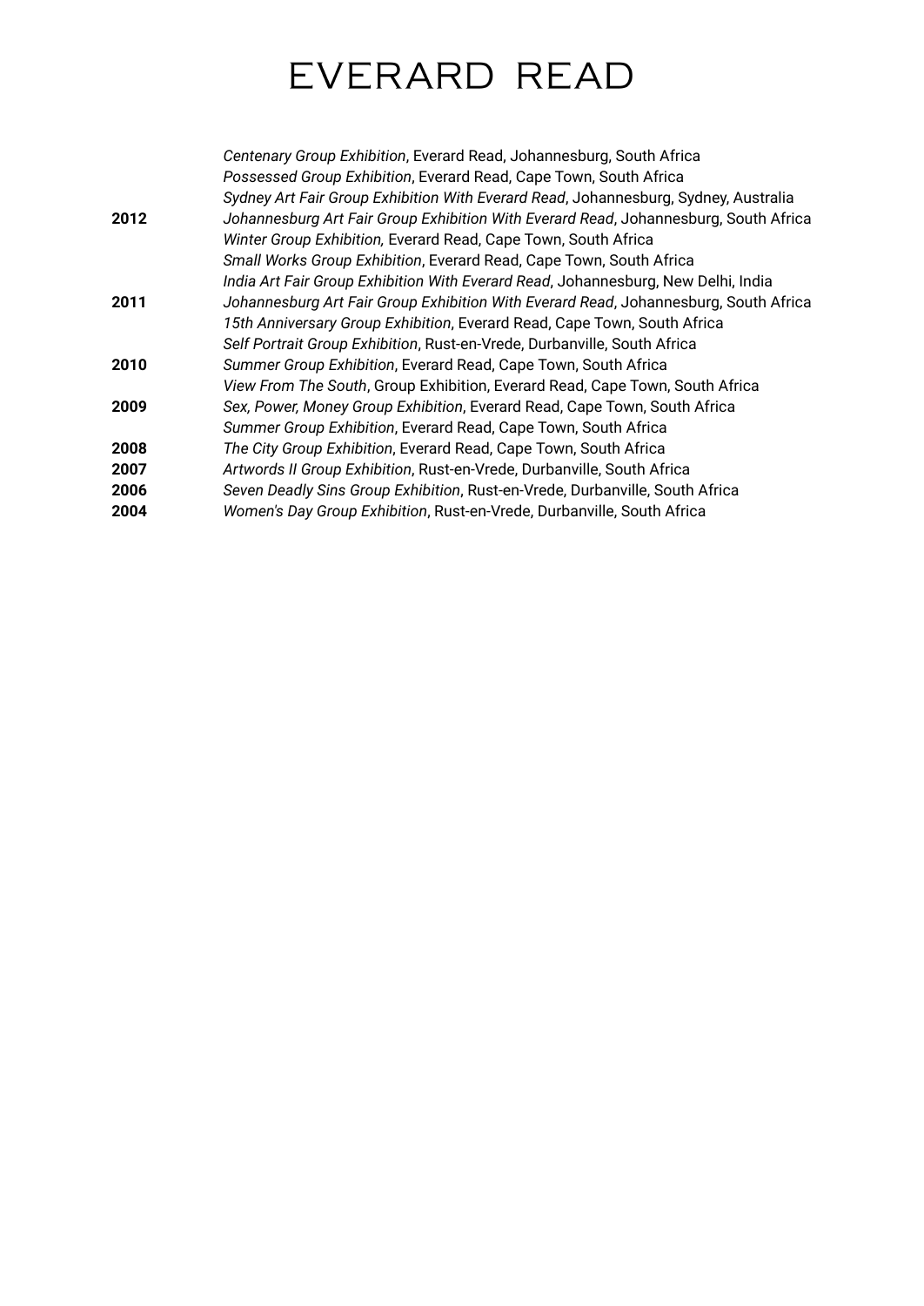| | |
|---|---|
| | *Centenary Group Exhibition*, Everard Read, Johannesburg, South Africa |
| | *Possessed Group Exhibition*, Everard Read, Cape Town, South Africa |
| | *Sydney Art Fair Group Exhibition With Everard Read*, Johannesburg, Sydney, Australia |
| **2012** | *Johannesburg Art Fair Group Exhibition With Everard Read*, Johannesburg, South Africa |
| | *Winter Group Exhibition,* Everard Read, Cape Town, South Africa |
| | *Small Works Group Exhibition*, Everard Read, Cape Town, South Africa |
| | *India Art Fair Group Exhibition With Everard Read*, Johannesburg, New Delhi, India |
| **2011** | *Johannesburg Art Fair Group Exhibition With Everard Read*, Johannesburg, South Africa |
| | *15th Anniversary Group Exhibition*, Everard Read, Cape Town, South Africa |
| | *Self Portrait Group Exhibition*, Rust-en-Vrede, Durbanville, South Africa |
| **2010** | *Summer Group Exhibition*, Everard Read, Cape Town, South Africa |
| | *View From The South*, Group Exhibition, Everard Read, Cape Town, South Africa |
| **2009** | *Sex, Power, Money Group Exhibition*, Everard Read, Cape Town, South Africa |
| | *Summer Group Exhibition*, Everard Read, Cape Town, South Africa |
| **2008** | *The City Group Exhibition*, Everard Read, Cape Town, South Africa |
| **2007** | *Artwords II Group Exhibition*, Rust-en-Vrede, Durbanville, South Africa |
| **2006** | *Seven Deadly Sins Group Exhibition*, Rust-en-Vrede, Durbanville, South Africa |
| **2004** | *Women's Day Group Exhibition*, Rust-en-Vrede, Durbanville, South Africa |